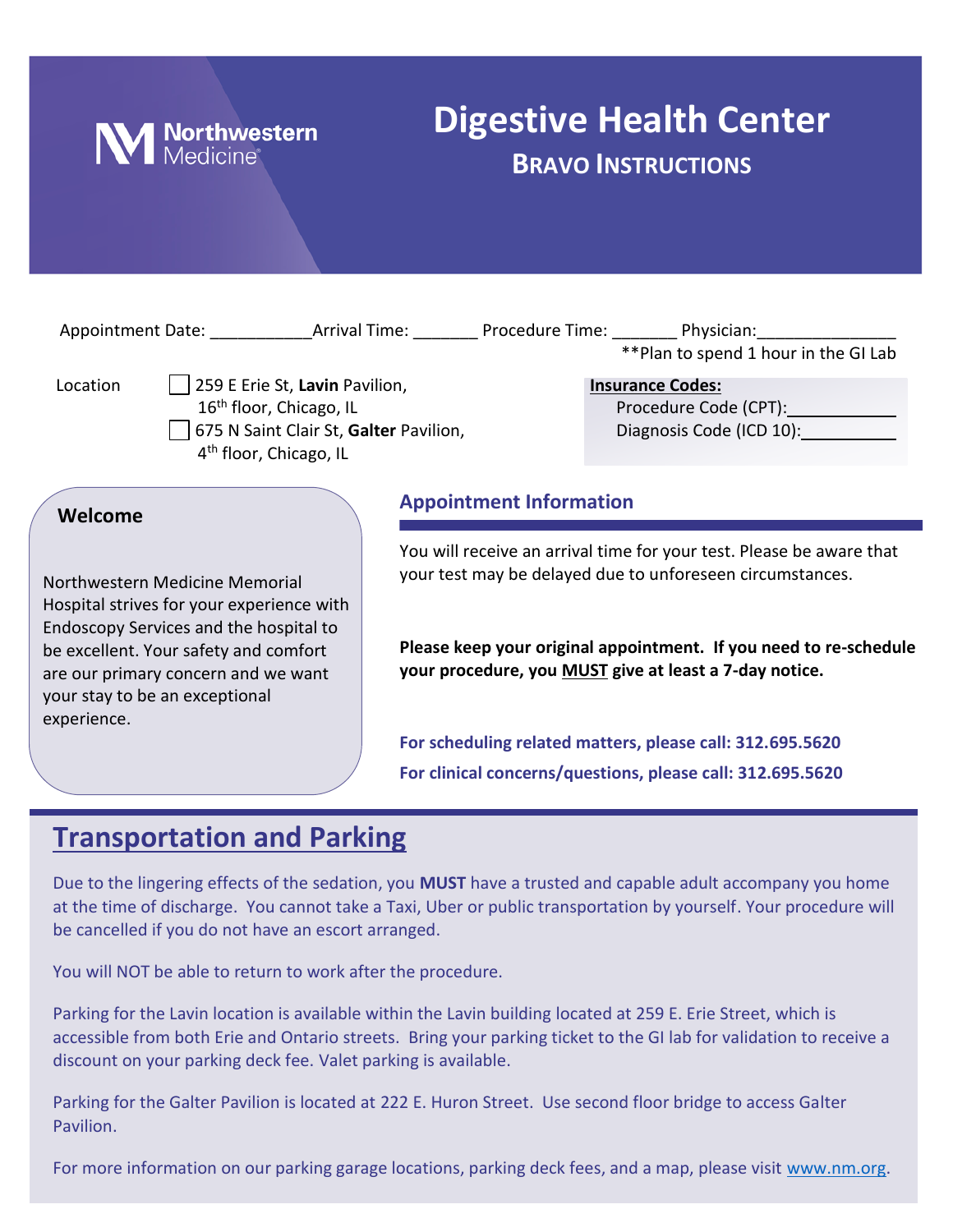Northwestern Medicine

# Digestive Health Center

## BRAVO INSTRUCTIONS

Appointment Date: ___________ Arrival Time: _______ Procedure Time: _______ Physician: _______________

**Plan to spend 1 hour in the GI Lab

Location
- ☐ 259 E Erie St, **Lavin** Pavilion, 16th floor, Chicago, IL
- ☐ 675 N Saint Clair St, **Galter** Pavilion, 4th floor, Chicago, IL

**Insurance Codes:**

Procedure Code (CPT): ___________

Diagnosis Code (ICD 10): ___________

### Welcome

Northwestern Medicine Memorial Hospital strives for your experience with Endoscopy Services and the hospital to be excellent. Your safety and comfort are our primary concern and we want your stay to be an exceptional experience.

### Appointment Information

You will receive an arrival time for your test. Please be aware that your test may be delayed due to unforeseen circumstances.

**Please keep your original appointment. If you need to re-schedule your procedure, you MUST give at least a 7-day notice.**

**For scheduling related matters, please call: 312.695.5620**

**For clinical concerns/questions, please call: 312.695.5620**

## Transportation and Parking

Due to the lingering effects of the sedation, you **MUST** have a trusted and capable adult accompany you home at the time of discharge. You cannot take a Taxi, Uber or public transportation by yourself. Your procedure will be cancelled if you do not have an escort arranged.

You will NOT be able to return to work after the procedure.

Parking for the Lavin location is available within the Lavin building located at 259 E. Erie Street, which is accessible from both Erie and Ontario streets. Bring your parking ticket to the GI lab for validation to receive a discount on your parking deck fee. Valet parking is available.

Parking for the Galter Pavilion is located at 222 E. Huron Street. Use second floor bridge to access Galter Pavilion.

For more information on our parking garage locations, parking deck fees, and a map, please visit www.nm.org.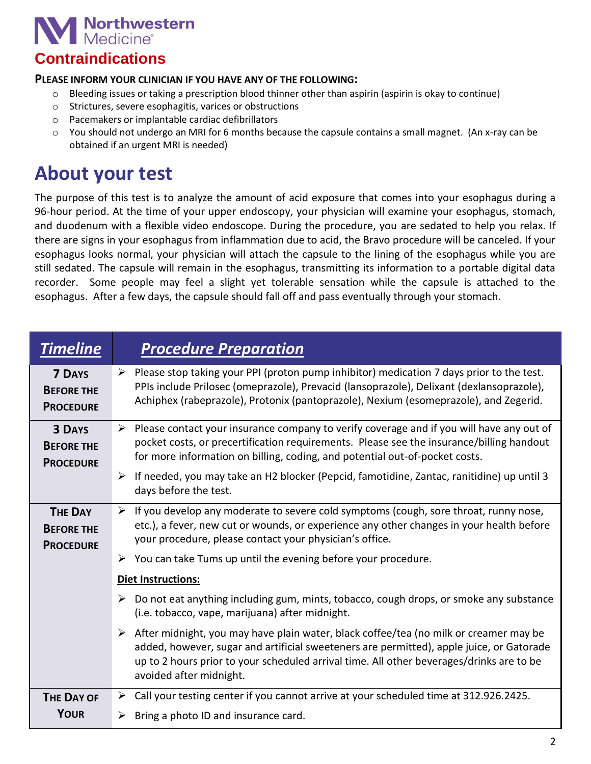Northwestern Medicine

## Contraindications

**PLEASE INFORM YOUR CLINICIAN IF YOU HAVE ANY OF THE FOLLOWING:**

- Bleeding issues or taking a prescription blood thinner other than aspirin (aspirin is okay to continue)
- Strictures, severe esophagitis, varices or obstructions
- Pacemakers or implantable cardiac defibrillators
- You should not undergo an MRI for 6 months because the capsule contains a small magnet. (An x-ray can be obtained if an urgent MRI is needed)

# About your test

The purpose of this test is to analyze the amount of acid exposure that comes into your esophagus during a 96-hour period. At the time of your upper endoscopy, your physician will examine your esophagus, stomach, and duodenum with a flexible video endoscope. During the procedure, you are sedated to help you relax. If there are signs in your esophagus from inflammation due to acid, the Bravo procedure will be canceled. If your esophagus looks normal, your physician will attach the capsule to the lining of the esophagus while you are still sedated. The capsule will remain in the esophagus, transmitting its information to a portable digital data recorder. Some people may feel a slight yet tolerable sensation while the capsule is attached to the esophagus. After a few days, the capsule should fall off and pass eventually through your stomach.

| ***Timeline*** | ***Procedure Preparation*** |
|---|---|
| **7 Days Before the Procedure** | ➢ Please stop taking your PPI (proton pump inhibitor) medication 7 days prior to the test. PPIs include Prilosec (omeprazole), Prevacid (lansoprazole), Delixant (dexlansoprazole), Achiphex (rabeprazole), Protonix (pantoprazole), Nexium (esomeprazole), and Zegerid. |
| **3 Days Before the Procedure** | ➢ Please contact your insurance company to verify coverage and if you will have any out of pocket costs, or precertification requirements. Please see the insurance/billing handout for more information on billing, coding, and potential out-of-pocket costs.<br>➢ If needed, you may take an H2 blocker (Pepcid, famotidine, Zantac, ranitidine) up until 3 days before the test. |
| **The Day Before the Procedure** | ➢ If you develop any moderate to severe cold symptoms (cough, sore throat, runny nose, etc.), a fever, new cut or wounds, or experience any other changes in your health before your procedure, please contact your physician's office.<br>➢ You can take Tums up until the evening before your procedure.<br>**Diet Instructions:**<br>➢ Do not eat anything including gum, mints, tobacco, cough drops, or smoke any substance (i.e. tobacco, vape, marijuana) after midnight.<br>➢ After midnight, you may have plain water, black coffee/tea (no milk or creamer may be added, however, sugar and artificial sweeteners are permitted), apple juice, or Gatorade up to 2 hours prior to your scheduled arrival time. All other beverages/drinks are to be avoided after midnight. |
| **The Day of Your** | ➢ Call your testing center if you cannot arrive at your scheduled time at 312.926.2425.<br>➢ Bring a photo ID and insurance card. |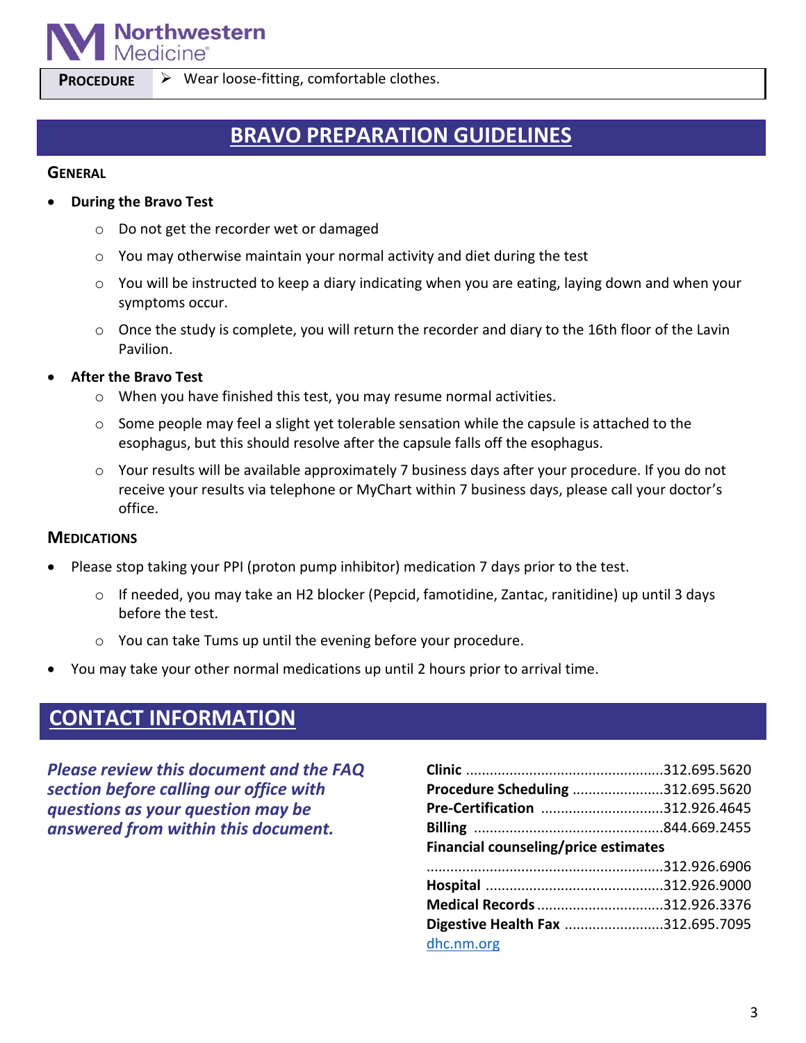| | |
|---|---|
| **PROCEDURE** | ➢ Wear loose-fitting, comfortable clothes. |

# BRAVO PREPARATION GUIDELINES

## GENERAL

- **During the Bravo Test**
  - Do not get the recorder wet or damaged
  - You may otherwise maintain your normal activity and diet during the test
  - You will be instructed to keep a diary indicating when you are eating, laying down and when your symptoms occur.
  - Once the study is complete, you will return the recorder and diary to the 16th floor of the Lavin Pavilion.
- **After the Bravo Test**
  - When you have finished this test, you may resume normal activities.
  - Some people may feel a slight yet tolerable sensation while the capsule is attached to the esophagus, but this should resolve after the capsule falls off the esophagus.
  - Your results will be available approximately 7 business days after your procedure. If you do not receive your results via telephone or MyChart within 7 business days, please call your doctor's office.

## MEDICATIONS

- Please stop taking your PPI (proton pump inhibitor) medication 7 days prior to the test.
  - If needed, you may take an H2 blocker (Pepcid, famotidine, Zantac, ranitidine) up until 3 days before the test.
  - You can take Tums up until the evening before your procedure.
- You may take your other normal medications up until 2 hours prior to arrival time.

# CONTACT INFORMATION

***Please review this document and the FAQ section before calling our office with questions as your question may be answered from within this document.***

**Clinic** ................................................312.695.5620
**Procedure Scheduling** ......................312.695.5620
**Pre-Certification** ..............................312.926.4645
**Billing** ..............................................844.669.2455
**Financial counseling/price estimates**
..........................................................312.926.6906
**Hospital** ............................................312.926.9000
**Medical Records** ...............................312.926.3376
**Digestive Health Fax** ........................312.695.7095
dhc.nm.org